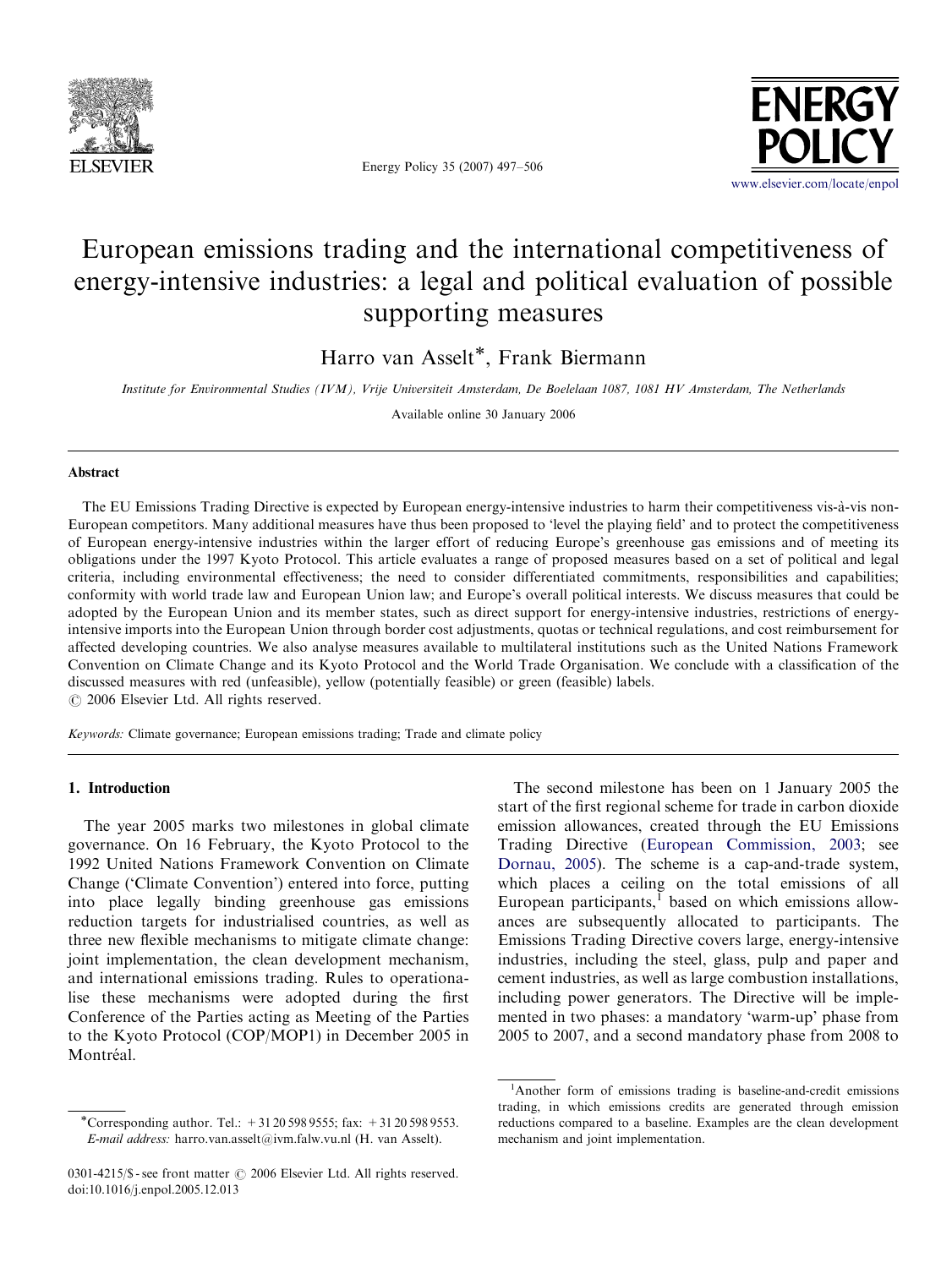# European emissions trading and the international competitiveness of energy-intensive industries: a legal and political evaluation of possible supporting measures

Harro van Asselt*, Frank Biermann

*Institute for Environmental Studies (IVM), Vrije Universiteit Amsterdam, De Boelelaan 1087, 1081 HV Amsterdam, The Netherlands*

Available online 30 January 2006

## Abstract

The EU Emissions Trading Directive is expected by European energy-intensive industries to harm their competitiveness vis-à-vis non-European competitors. Many additional measures have thus been proposed to 'level the playing field' and to protect the competitiveness of European energy-intensive industries within the larger effort of reducing Europe's greenhouse gas emissions and of meeting its obligations under the 1997 Kyoto Protocol. This article evaluates a range of proposed measures based on a set of political and legal criteria, including environmental effectiveness; the need to consider differentiated commitments, responsibilities and capabilities; conformity with world trade law and European Union law; and Europe's overall political interests. We discuss measures that could be adopted by the European Union and its member states, such as direct support for energy-intensive industries, restrictions of energy-intensive imports into the European Union through border cost adjustments, quotas or technical regulations, and cost reimbursement for affected developing countries. We also analyse measures available to multilateral institutions such as the United Nations Framework Convention on Climate Change and its Kyoto Protocol and the World Trade Organisation. We conclude with a classification of the discussed measures with red (unfeasible), yellow (potentially feasible) or green (feasible) labels.

© 2006 Elsevier Ltd. All rights reserved.

*Keywords:* Climate governance; European emissions trading; Trade and climate policy

## 1. Introduction

The year 2005 marks two milestones in global climate governance. On 16 February, the Kyoto Protocol to the 1992 United Nations Framework Convention on Climate Change ('Climate Convention') entered into force, putting into place legally binding greenhouse gas emissions reduction targets for industrialised countries, as well as three new flexible mechanisms to mitigate climate change: joint implementation, the clean development mechanism, and international emissions trading. Rules to operationalise these mechanisms were adopted during the first Conference of the Parties acting as Meeting of the Parties to the Kyoto Protocol (COP/MOP1) in December 2005 in Montréal.

The second milestone has been on 1 January 2005 the start of the first regional scheme for trade in carbon dioxide emission allowances, created through the EU Emissions Trading Directive (European Commission, 2003; see Dornau, 2005). The scheme is a cap-and-trade system, which places a ceiling on the total emissions of all European participants,[1] based on which emissions allowances are subsequently allocated to participants. The Emissions Trading Directive covers large, energy-intensive industries, including the steel, glass, pulp and paper and cement industries, as well as large combustion installations, including power generators. The Directive will be implemented in two phases: a mandatory 'warm-up' phase from 2005 to 2007, and a second mandatory phase from 2008 to

---

*Corresponding author. Tel.: +31 20 598 9555; fax: +31 20 598 9553.
*E-mail address:* harro.van.asselt@ivm.falw.vu.nl (H. van Asselt).

0301-4215/$ - see front matter © 2006 Elsevier Ltd. All rights reserved.
doi:10.1016/j.enpol.2005.12.013

[1] Another form of emissions trading is baseline-and-credit emissions trading, in which emissions credits are generated through emission reductions compared to a baseline. Examples are the clean development mechanism and joint implementation.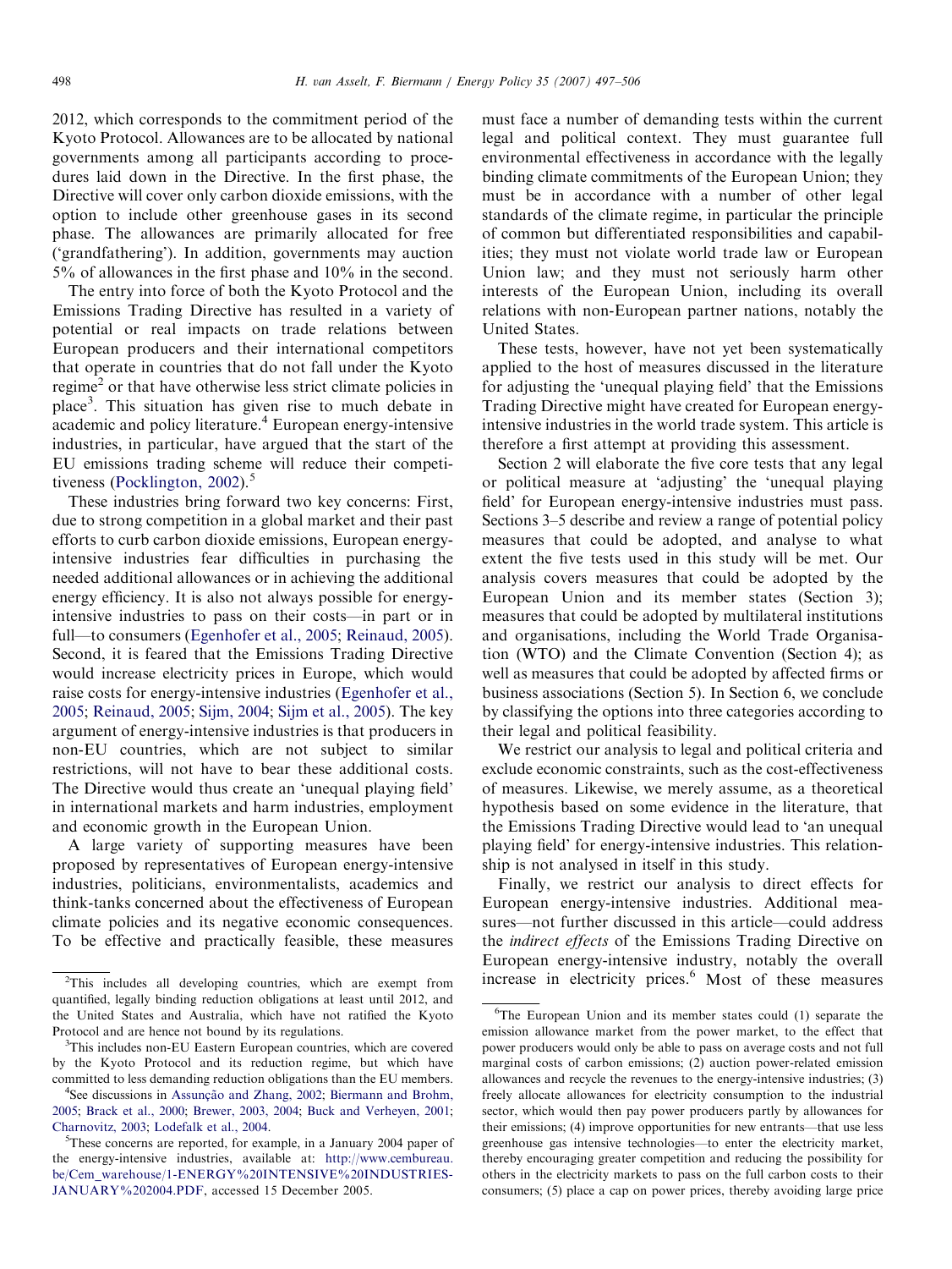2012, which corresponds to the commitment period of the Kyoto Protocol. Allowances are to be allocated by national governments among all participants according to procedures laid down in the Directive. In the first phase, the Directive will cover only carbon dioxide emissions, with the option to include other greenhouse gases in its second phase. The allowances are primarily allocated for free ('grandfathering'). In addition, governments may auction 5% of allowances in the first phase and 10% in the second.

The entry into force of both the Kyoto Protocol and the Emissions Trading Directive has resulted in a variety of potential or real impacts on trade relations between European producers and their international competitors that operate in countries that do not fall under the Kyoto regime[2] or that have otherwise less strict climate policies in place[3]. This situation has given rise to much debate in academic and policy literature.[4] European energy-intensive industries, in particular, have argued that the start of the EU emissions trading scheme will reduce their competitiveness (Pocklington, 2002).[5]

These industries bring forward two key concerns: First, due to strong competition in a global market and their past efforts to curb carbon dioxide emissions, European energy-intensive industries fear difficulties in purchasing the needed additional allowances or in achieving the additional energy efficiency. It is also not always possible for energy-intensive industries to pass on their costs—in part or in full—to consumers (Egenhofer et al., 2005; Reinaud, 2005). Second, it is feared that the Emissions Trading Directive would increase electricity prices in Europe, which would raise costs for energy-intensive industries (Egenhofer et al., 2005; Reinaud, 2005; Sijm, 2004; Sijm et al., 2005). The key argument of energy-intensive industries is that producers in non-EU countries, which are not subject to similar restrictions, will not have to bear these additional costs. The Directive would thus create an 'unequal playing field' in international markets and harm industries, employment and economic growth in the European Union.

A large variety of supporting measures have been proposed by representatives of European energy-intensive industries, politicians, environmentalists, academics and think-tanks concerned about the effectiveness of European climate policies and its negative economic consequences. To be effective and practically feasible, these measures must face a number of demanding tests within the current legal and political context. They must guarantee full environmental effectiveness in accordance with the legally binding climate commitments of the European Union; they must be in accordance with a number of other legal standards of the climate regime, in particular the principle of common but differentiated responsibilities and capabilities; they must not violate world trade law or European Union law; and they must not seriously harm other interests of the European Union, including its overall relations with non-European partner nations, notably the United States.

These tests, however, have not yet been systematically applied to the host of measures discussed in the literature for adjusting the 'unequal playing field' that the Emissions Trading Directive might have created for European energy-intensive industries in the world trade system. This article is therefore a first attempt at providing this assessment.

Section 2 will elaborate the five core tests that any legal or political measure at 'adjusting' the 'unequal playing field' for European energy-intensive industries must pass. Sections 3–5 describe and review a range of potential policy measures that could be adopted, and analyse to what extent the five tests used in this study will be met. Our analysis covers measures that could be adopted by the European Union and its member states (Section 3); measures that could be adopted by multilateral institutions and organisations, including the World Trade Organisation (WTO) and the Climate Convention (Section 4); as well as measures that could be adopted by affected firms or business associations (Section 5). In Section 6, we conclude by classifying the options into three categories according to their legal and political feasibility.

We restrict our analysis to legal and political criteria and exclude economic constraints, such as the cost-effectiveness of measures. Likewise, we merely assume, as a theoretical hypothesis based on some evidence in the literature, that the Emissions Trading Directive would lead to 'an unequal playing field' for energy-intensive industries. This relationship is not analysed in itself in this study.

Finally, we restrict our analysis to direct effects for European energy-intensive industries. Additional measures—not further discussed in this article—could address the *indirect effects* of the Emissions Trading Directive on European energy-intensive industry, notably the overall increase in electricity prices.[6] Most of these measures

---

[2] This includes all developing countries, which are exempt from quantified, legally binding reduction obligations at least until 2012, and the United States and Australia, which have not ratified the Kyoto Protocol and are hence not bound by its regulations.

[3] This includes non-EU Eastern European countries, which are covered by the Kyoto Protocol and its reduction regime, but which have committed to less demanding reduction obligations than the EU members.

[4] See discussions in Assunção and Zhang, 2002; Biermann and Brohm, 2005; Brack et al., 2000; Brewer, 2003, 2004; Buck and Verheyen, 2001; Charnovitz, 2003; Lodefalk et al., 2004.

[5] These concerns are reported, for example, in a January 2004 paper of the energy-intensive industries, available at: http://www.cembureau.be/Cem_warehouse/1-ENERGY%20INTENSIVE%20INDUSTRIES-JANUARY%202004.PDF, accessed 15 December 2005.

[6] The European Union and its member states could (1) separate the emission allowance market from the power market, to the effect that power producers would only be able to pass on average costs and not full marginal costs of carbon emissions; (2) auction power-related emission allowances and recycle the revenues to the energy-intensive industries; (3) freely allocate allowances for electricity consumption to the industrial sector, which would then pay power producers partly by allowances for their emissions; (4) improve opportunities for new entrants—that use less greenhouse gas intensive technologies—to enter the electricity market, thereby encouraging greater competition and reducing the possibility for others in the electricity markets to pass on the full carbon costs to their consumers; (5) place a cap on power prices, thereby avoiding large price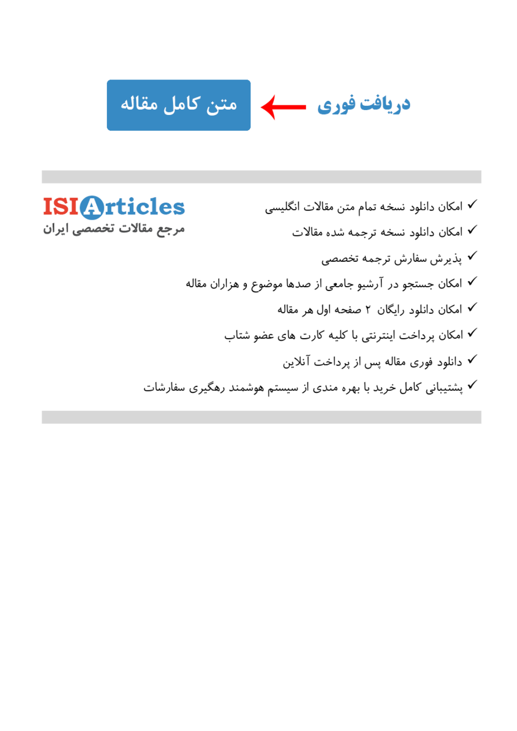دریافت فوری ← **متن کامل مقاله**

**ISIArticles**
مرجع مقالات تخصصی ایران

- ✓ امکان دانلود نسخه تمام متن مقالات انگلیسی
- ✓ امکان دانلود نسخه ترجمه شده مقالات
- ✓ پذیرش سفارش ترجمه تخصصی
- ✓ امکان جستجو در آرشیو جامعی از صدها موضوع و هزاران مقاله
- ✓ امکان دانلود رایگان ۲ صفحه اول هر مقاله
- ✓ امکان پرداخت اینترنتی با کلیه کارت های عضو شتاب
- ✓ دانلود فوری مقاله پس از پرداخت آنلاین
- ✓ پشتیبانی کامل خرید با بهره مندی از سیستم هوشمند رهگیری سفارشات